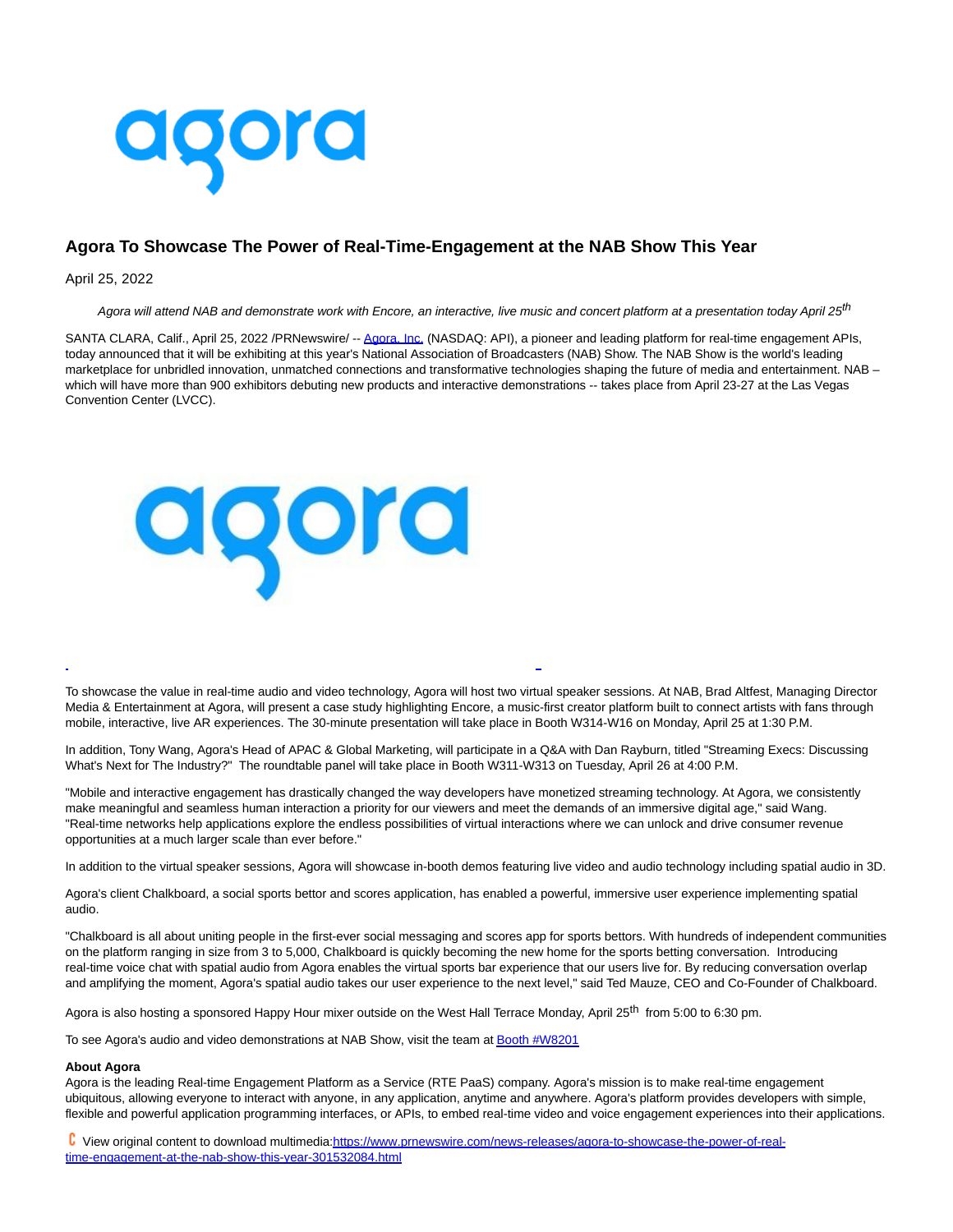# Agora To Showcase The Power of Real-Time-Engagement at the NAB Show This Year

April 25, 2022

*Agora will attend NAB and demonstrate work with Encore, an interactive, live music and concert platform at a presentation today April 25th*

SANTA CLARA, Calif., April 25, 2022 /PRNewswire/ -- Agora, Inc. (NASDAQ: API), a pioneer and leading platform for real-time engagement APIs, today announced that it will be exhibiting at this year's National Association of Broadcasters (NAB) Show. The NAB Show is the world's leading marketplace for unbridled innovation, unmatched connections and transformative technologies shaping the future of media and entertainment. NAB – which will have more than 900 exhibitors debuting new products and interactive demonstrations -- takes place from April 23-27 at the Las Vegas Convention Center (LVCC).

To showcase the value in real-time audio and video technology, Agora will host two virtual speaker sessions. At NAB, Brad Altfest, Managing Director Media & Entertainment at Agora, will present a case study highlighting Encore, a music-first creator platform built to connect artists with fans through mobile, interactive, live AR experiences. The 30-minute presentation will take place in Booth W314-W16 on Monday, April 25 at 1:30 P.M.

In addition, Tony Wang, Agora's Head of APAC & Global Marketing, will participate in a Q&A with Dan Rayburn, titled "Streaming Execs: Discussing What's Next for The Industry?" The roundtable panel will take place in Booth W311-W313 on Tuesday, April 26 at 4:00 P.M.

"Mobile and interactive engagement has drastically changed the way developers have monetized streaming technology. At Agora, we consistently make meaningful and seamless human interaction a priority for our viewers and meet the demands of an immersive digital age," said Wang. "Real-time networks help applications explore the endless possibilities of virtual interactions where we can unlock and drive consumer revenue opportunities at a much larger scale than ever before."

In addition to the virtual speaker sessions, Agora will showcase in-booth demos featuring live video and audio technology including spatial audio in 3D.

Agora's client Chalkboard, a social sports bettor and scores application, has enabled a powerful, immersive user experience implementing spatial audio.

"Chalkboard is all about uniting people in the first-ever social messaging and scores app for sports bettors. With hundreds of independent communities on the platform ranging in size from 3 to 5,000, Chalkboard is quickly becoming the new home for the sports betting conversation. Introducing real-time voice chat with spatial audio from Agora enables the virtual sports bar experience that our users live for. By reducing conversation overlap and amplifying the moment, Agora's spatial audio takes our user experience to the next level," said Ted Mauze, CEO and Co-Founder of Chalkboard.

Agora is also hosting a sponsored Happy Hour mixer outside on the West Hall Terrace Monday, April 25th from 5:00 to 6:30 pm.

To see Agora's audio and video demonstrations at NAB Show, visit the team at Booth #W8201

**About Agora**
Agora is the leading Real-time Engagement Platform as a Service (RTE PaaS) company. Agora's mission is to make real-time engagement ubiquitous, allowing everyone to interact with anyone, in any application, anytime and anywhere. Agora's platform provides developers with simple, flexible and powerful application programming interfaces, or APIs, to embed real-time video and voice engagement experiences into their applications.

View original content to download multimedia:https://www.prnewswire.com/news-releases/agora-to-showcase-the-power-of-real-time-engagement-at-the-nab-show-this-year-301532084.html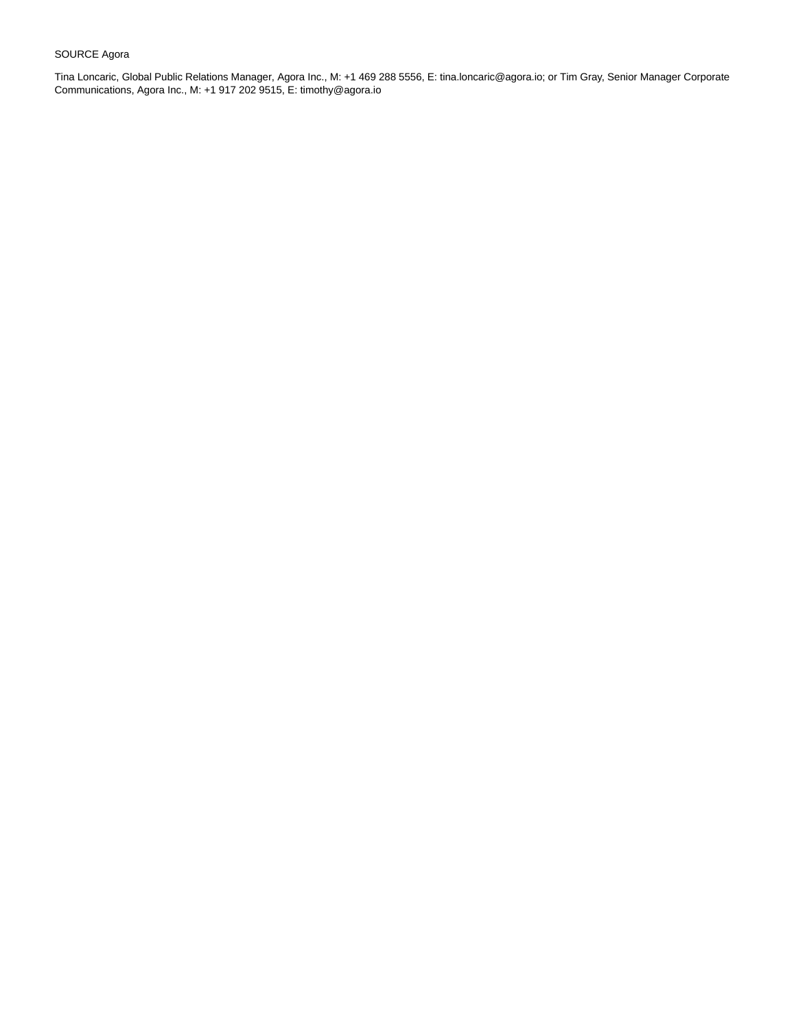SOURCE Agora

Tina Loncaric, Global Public Relations Manager, Agora Inc., M: +1 469 288 5556, E: tina.loncaric@agora.io; or Tim Gray, Senior Manager Corporate Communications, Agora Inc., M: +1 917 202 9515, E: timothy@agora.io